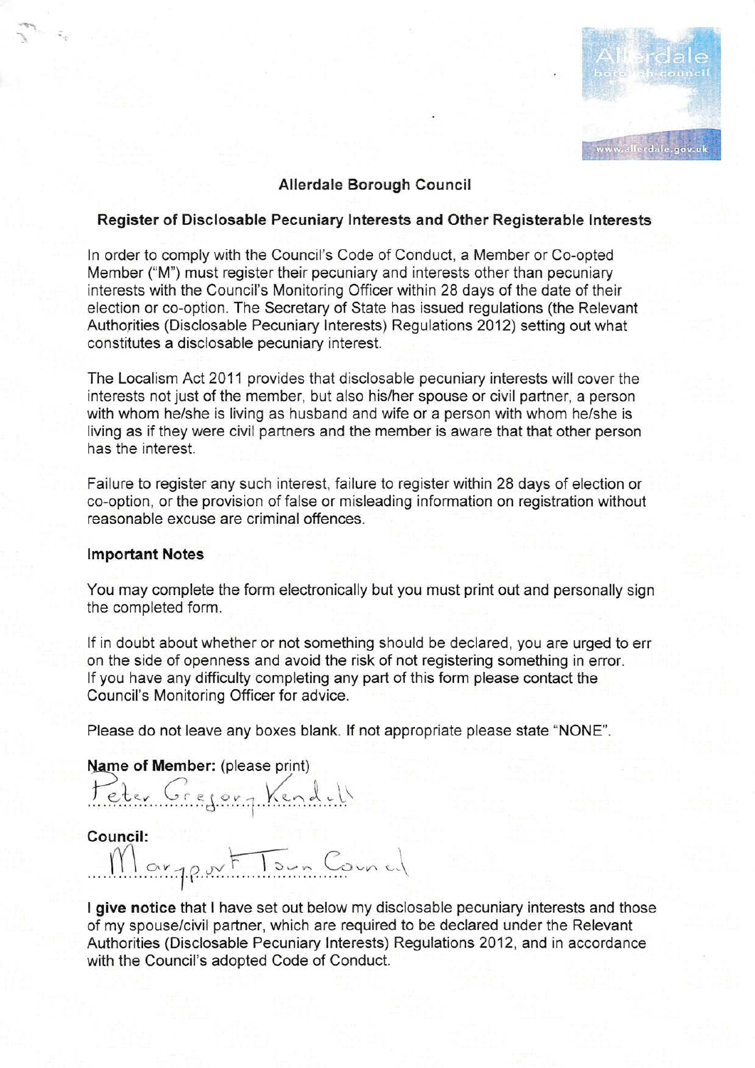Allerdale borough council www.allerdale.gov.uk

**Allerdale Borough Council**

**Register of Disclosable Pecuniary Interests and Other Registerable Interests**

In order to comply with the Council's Code of Conduct, a Member or Co-opted Member ("M") must register their pecuniary and interests other than pecuniary interests with the Council's Monitoring Officer within 28 days of the date of their election or co-option. The Secretary of State has issued regulations (the Relevant Authorities (Disclosable Pecuniary Interests) Regulations 2012) setting out what constitutes a disclosable pecuniary interest.

The Localism Act 2011 provides that disclosable pecuniary interests will cover the interests not just of the member, but also his/her spouse or civil partner, a person with whom he/she is living as husband and wife or a person with whom he/she is living as if they were civil partners and the member is aware that that other person has the interest.

Failure to register any such interest, failure to register within 28 days of election or co-option, or the provision of false or misleading information on registration without reasonable excuse are criminal offences.

**Important Notes**

You may complete the form electronically but you must print out and personally sign the completed form.

If in doubt about whether or not something should be declared, you are urged to err on the side of openness and avoid the risk of not registering something in error. If you have any difficulty completing any part of this form please contact the Council's Monitoring Officer for advice.

Please do not leave any boxes blank. If not appropriate please state "NONE".

**Name of Member:** (please print)

Peter Gregory Kendall

**Council:**

Maryport Town Council

**I give notice** that I have set out below my disclosable pecuniary interests and those of my spouse/civil partner, which are required to be declared under the Relevant Authorities (Disclosable Pecuniary Interests) Regulations 2012, and in accordance with the Council's adopted Code of Conduct.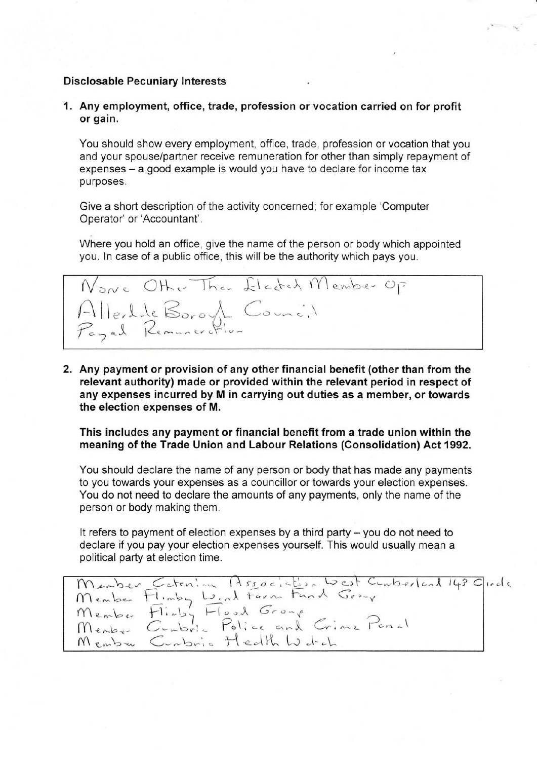**Disclosable Pecuniary Interests**

1. **Any employment, office, trade, profession or vocation carried on for profit or gain.**

   You should show every employment, office, trade, profession or vocation that you and your spouse/partner receive remuneration for other than simply repayment of expenses – a good example is would you have to declare for income tax purposes.

   Give a short description of the activity concerned; for example 'Computer Operator' or 'Accountant'.

   Where you hold an office, give the name of the person or body which appointed you. In case of a public office, this will be the authority which pays you.

| None Other Than Elected Member Of Allerdale Borough Council Payed Remuneration |
|---|

2. **Any payment or provision of any other financial benefit (other than from the relevant authority) made or provided within the relevant period in respect of any expenses incurred by M in carrying out duties as a member, or towards the election expenses of M.**

   **This includes any payment or financial benefit from a trade union within the meaning of the Trade Union and Labour Relations (Consolidation) Act 1992.**

   You should declare the name of any person or body that has made any payments to you towards your expenses as a councillor or towards your election expenses. You do not need to declare the amounts of any payments, only the name of the person or body making them.

   It refers to payment of election expenses by a third party – you do not need to declare if you pay your election expenses yourself. This would usually mean a political party at election time.

| Member Catenian Association West Cumberland 143 Circle<br>Member Flimby Wind Farm Fund Group<br>Member Flimby Flood Group<br>Member Cumbria Police and Crime Panel<br>Member Cumbria Health Watch |
|---|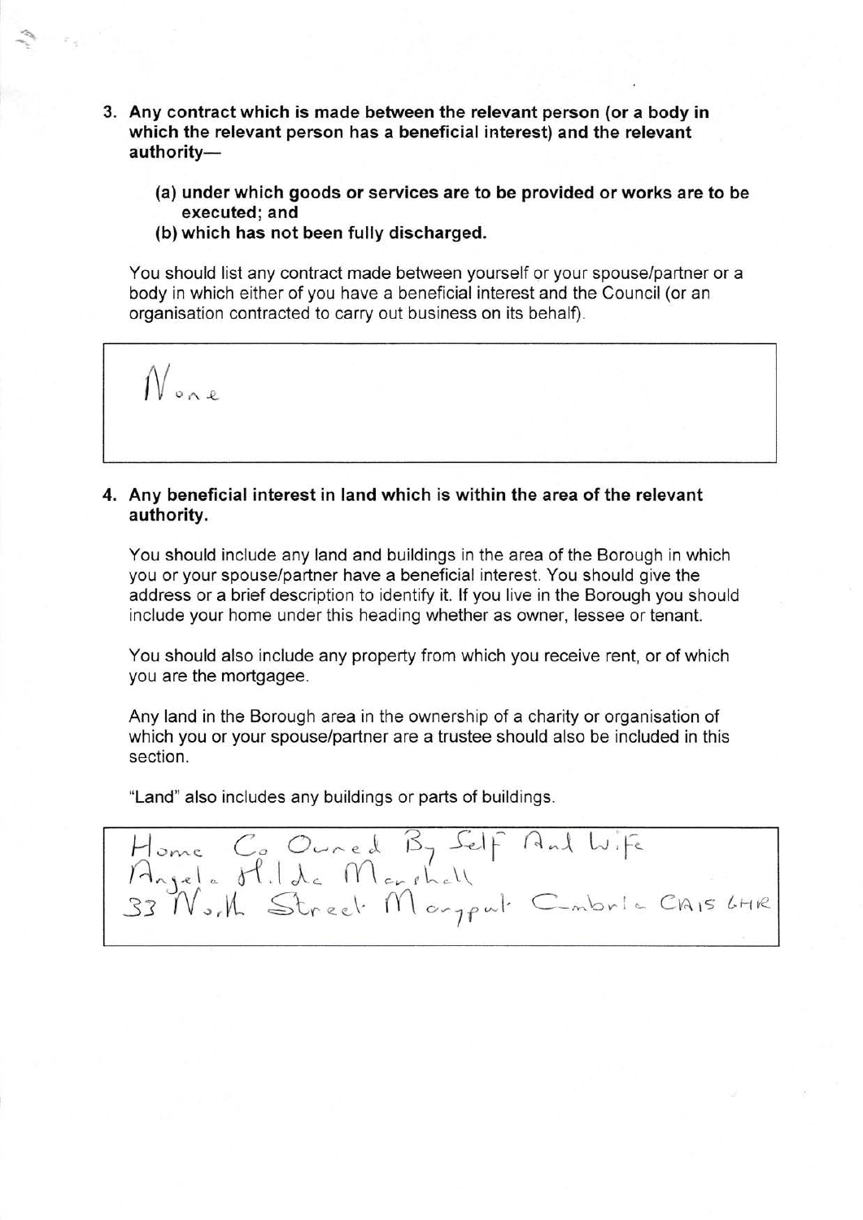3. **Any contract which is made between the relevant person (or a body in which the relevant person has a beneficial interest) and the relevant authority—**

   **(a) under which goods or services are to be provided or works are to be executed; and**

   **(b) which has not been fully discharged.**

   You should list any contract made between yourself or your spouse/partner or a body in which either of you have a beneficial interest and the Council (or an organisation contracted to carry out business on its behalf).

| None |
|---|

4. **Any beneficial interest in land which is within the area of the relevant authority.**

   You should include any land and buildings in the area of the Borough in which you or your spouse/partner have a beneficial interest. You should give the address or a brief description to identify it. If you live in the Borough you should include your home under this heading whether as owner, lessee or tenant.

   You should also include any property from which you receive rent, or of which you are the mortgagee.

   Any land in the Borough area in the ownership of a charity or organisation of which you or your spouse/partner are a trustee should also be included in this section.

   "Land" also includes any buildings or parts of buildings.

| Home Co Owned By Self And Wife Angela Hilda Marshall 33 North Street Maryport Cumbria CA15 6HR |
|---|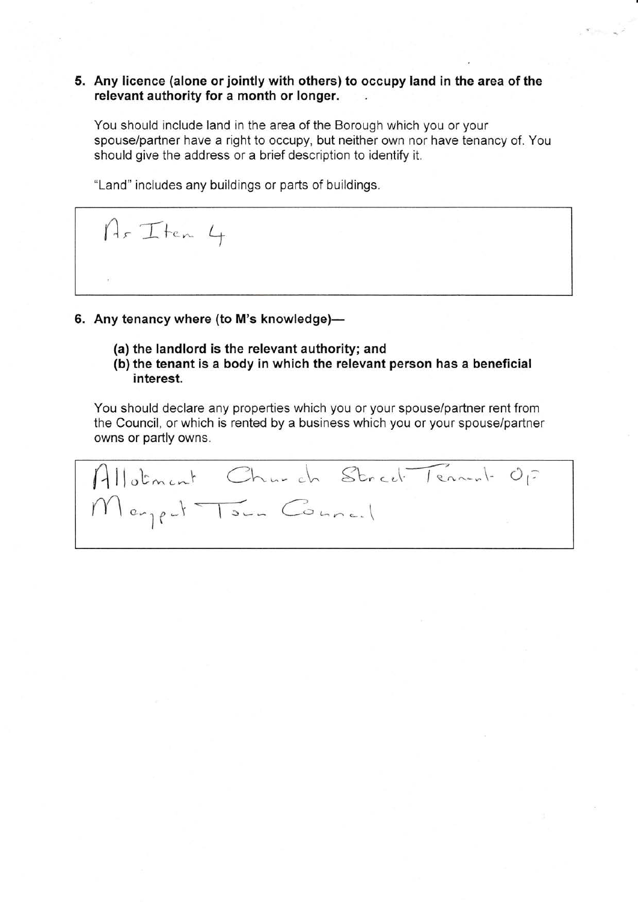**5. Any licence (alone or jointly with others) to occupy land in the area of the relevant authority for a month or longer.**

You should include land in the area of the Borough which you or your spouse/partner have a right to occupy, but neither own nor have tenancy of. You should give the address or a brief description to identify it.

"Land" includes any buildings or parts of buildings.

As Item 4

**6. Any tenancy where (to M's knowledge)—**

**(a) the landlord is the relevant authority; and**

**(b) the tenant is a body in which the relevant person has a beneficial interest.**

You should declare any properties which you or your spouse/partner rent from the Council, or which is rented by a business which you or your spouse/partner owns or partly owns.

Allotment Church Street Tenant Of Margate Town Council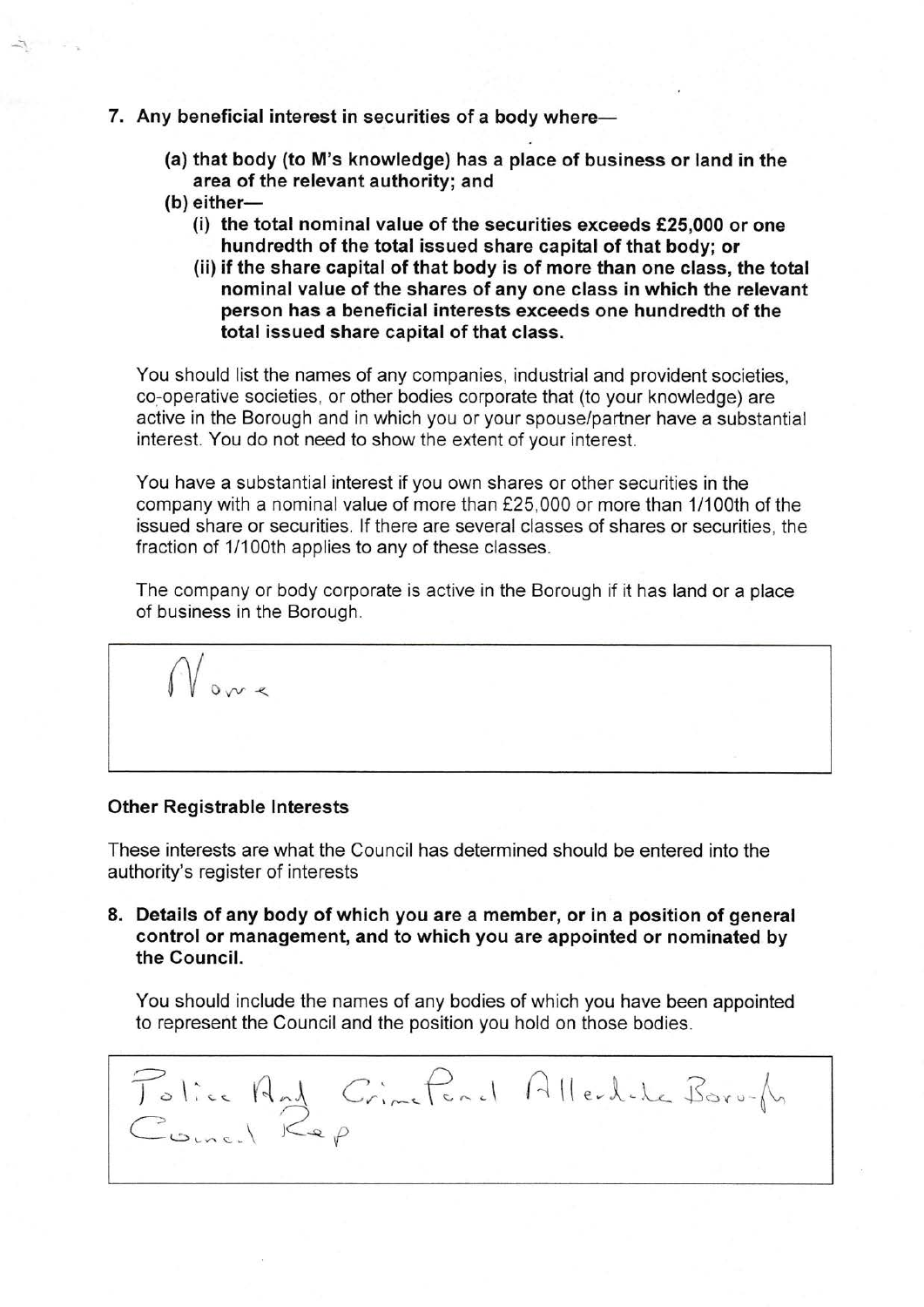7. **Any beneficial interest in securities of a body where—**

   **(a) that body (to M's knowledge) has a place of business or land in the area of the relevant authority; and**

   **(b) either—**

   **(i) the total nominal value of the securities exceeds £25,000 or one hundredth of the total issued share capital of that body; or**

   **(ii) if the share capital of that body is of more than one class, the total nominal value of the shares of any one class in which the relevant person has a beneficial interests exceeds one hundredth of the total issued share capital of that class.**

You should list the names of any companies, industrial and provident societies, co-operative societies, or other bodies corporate that (to your knowledge) are active in the Borough and in which you or your spouse/partner have a substantial interest. You do not need to show the extent of your interest.

You have a substantial interest if you own shares or other securities in the company with a nominal value of more than £25,000 or more than 1/100th of the issued share or securities. If there are several classes of shares or securities, the fraction of 1/100th applies to any of these classes.

The company or body corporate is active in the Borough if it has land or a place of business in the Borough.

| None |
|---|

**Other Registrable Interests**

These interests are what the Council has determined should be entered into the authority's register of interests

8. **Details of any body of which you are a member, or in a position of general control or management, and to which you are appointed or nominated by the Council.**

You should include the names of any bodies of which you have been appointed to represent the Council and the position you hold on those bodies.

| Police And Crime Panel Allerdale Borough Council Rep |
|---|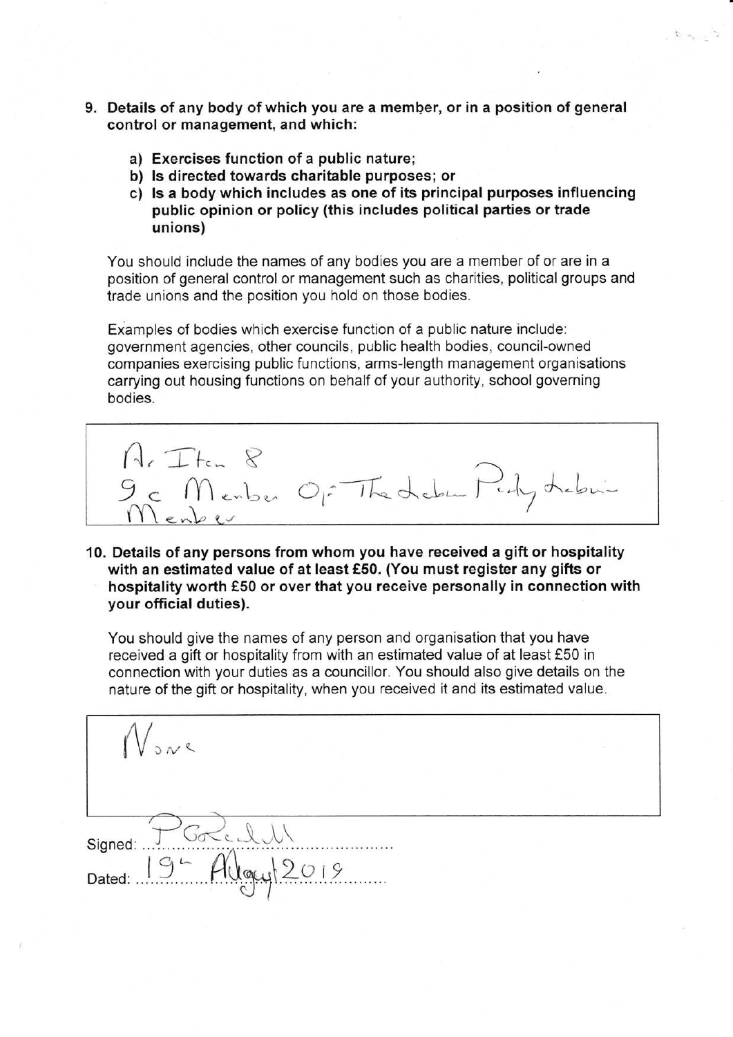9. **Details of any body of which you are a member, or in a position of general control or management, and which:**

   a) **Exercises function of a public nature;**
   b) **Is directed towards charitable purposes; or**
   c) **Is a body which includes as one of its principal purposes influencing public opinion or policy (this includes political parties or trade unions)**

   You should include the names of any bodies you are a member of or are in a position of general control or management such as charities, political groups and trade unions and the position you hold on those bodies.

   Examples of bodies which exercise function of a public nature include: government agencies, other councils, public health bodies, council-owned companies exercising public functions, arms-length management organisations carrying out housing functions on behalf of your authority, school governing bodies.

| |
|---|
| As Item 8<br>9c Member Of The Labour Party Labour Member |

10. **Details of any persons from whom you have received a gift or hospitality with an estimated value of at least £50. (You must register any gifts or hospitality worth £50 or over that you receive personally in connection with your official duties).**

    You should give the names of any person and organisation that you have received a gift or hospitality from with an estimated value of at least £50 in connection with your duties as a councillor. You should also give details on the nature of the gift or hospitality, when you received it and its estimated value.

| |
|---|
| None |

Signed: P Gorell

Dated: 19th August 2019